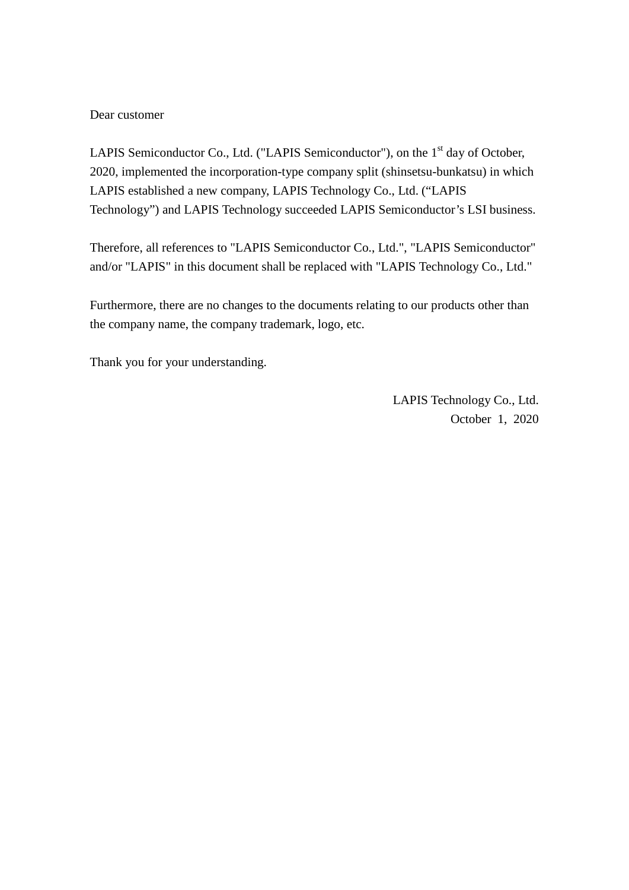Dear customer

LAPIS Semiconductor Co., Ltd. ("LAPIS Semiconductor"), on the 1st day of October, 2020, implemented the incorporation-type company split (shinsetsu-bunkatsu) in which LAPIS established a new company, LAPIS Technology Co., Ltd. ("LAPIS Technology") and LAPIS Technology succeeded LAPIS Semiconductor's LSI business.

Therefore, all references to "LAPIS Semiconductor Co., Ltd.", "LAPIS Semiconductor" and/or "LAPIS" in this document shall be replaced with "LAPIS Technology Co., Ltd."

Furthermore, there are no changes to the documents relating to our products other than the company name, the company trademark, logo, etc.

Thank you for your understanding.

LAPIS Technology Co., Ltd.
October 1, 2020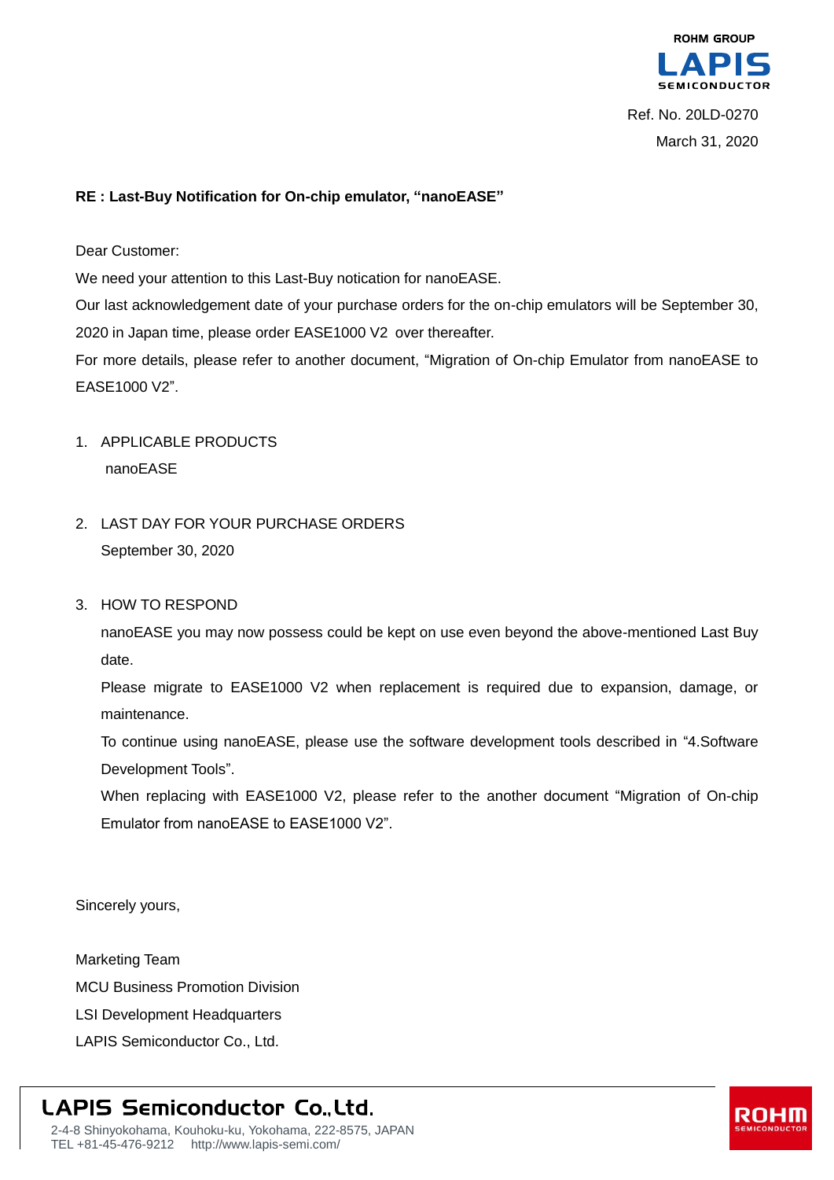ROHM GROUP
LAPIS SEMICONDUCTOR

Ref. No. 20LD-0270

March 31, 2020

**RE : Last-Buy Notification for On-chip emulator, "nanoEASE"**

Dear Customer:

We need your attention to this Last-Buy notication for nanoEASE.

Our last acknowledgement date of your purchase orders for the on-chip emulators will be September 30, 2020 in Japan time, please order EASE1000 V2 over thereafter.

For more details, please refer to another document, "Migration of On-chip Emulator from nanoEASE to EASE1000 V2".

1. APPLICABLE PRODUCTS

   nanoEASE

2. LAST DAY FOR YOUR PURCHASE ORDERS

   September 30, 2020

3. HOW TO RESPOND

   nanoEASE you may now possess could be kept on use even beyond the above-mentioned Last Buy date.

   Please migrate to EASE1000 V2 when replacement is required due to expansion, damage, or maintenance.

   To continue using nanoEASE, please use the software development tools described in "4.Software Development Tools".

   When replacing with EASE1000 V2, please refer to the another document "Migration of On-chip Emulator from nanoEASE to EASE1000 V2".

Sincerely yours,

Marketing Team
MCU Business Promotion Division
LSI Development Headquarters
LAPIS Semiconductor Co., Ltd.

**LAPIS Semiconductor Co.,Ltd.**
2-4-8 Shinyokohama, Kouhoku-ku, Yokohama, 222-8575, JAPAN
TEL +81-45-476-9212 http://www.lapis-semi.com/

ROHM SEMICONDUCTOR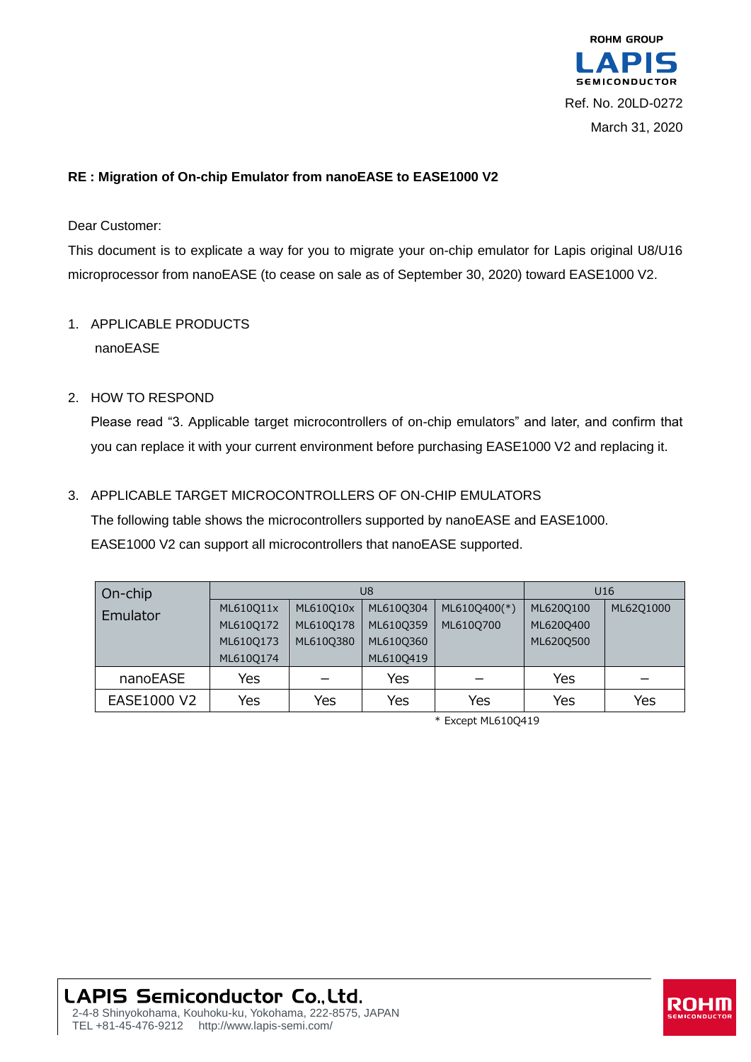ROHM GROUP
LAPIS SEMICONDUCTOR

Ref. No. 20LD-0272

March 31, 2020

**RE : Migration of On-chip Emulator from nanoEASE to EASE1000 V2**

Dear Customer:

This document is to explicate a way for you to migrate your on-chip emulator for Lapis original U8/U16 microprocessor from nanoEASE (to cease on sale as of September 30, 2020) toward EASE1000 V2.

1. APPLICABLE PRODUCTS

   nanoEASE

2. HOW TO RESPOND

   Please read "3. Applicable target microcontrollers of on-chip emulators" and later, and confirm that you can replace it with your current environment before purchasing EASE1000 V2 and replacing it.

3. APPLICABLE TARGET MICROCONTROLLERS OF ON-CHIP EMULATORS

   The following table shows the microcontrollers supported by nanoEASE and EASE1000.
   EASE1000 V2 can support all microcontrollers that nanoEASE supported.

| On-chip Emulator | U8 | | | | U16 | |
|---|---|---|---|---|---|---|
| | ML610Q11x<br>ML610Q172<br>ML610Q173<br>ML610Q174 | ML610Q10x<br>ML610Q178<br>ML610Q380 | ML610Q304<br>ML610Q359<br>ML610Q360<br>ML610Q419 | ML610Q400(*)<br>ML610Q700 | ML620Q100<br>ML620Q400<br>ML620Q500 | ML62Q1000 |
| nanoEASE | Yes | – | Yes | – | Yes | – |
| EASE1000 V2 | Yes | Yes | Yes | Yes | Yes | Yes |

\* Except ML610Q419

**LAPIS Semiconductor Co.,Ltd.**
2-4-8 Shinyokohama, Kouhoku-ku, Yokohama, 222-8575, JAPAN
TEL +81-45-476-9212 http://www.lapis-semi.com/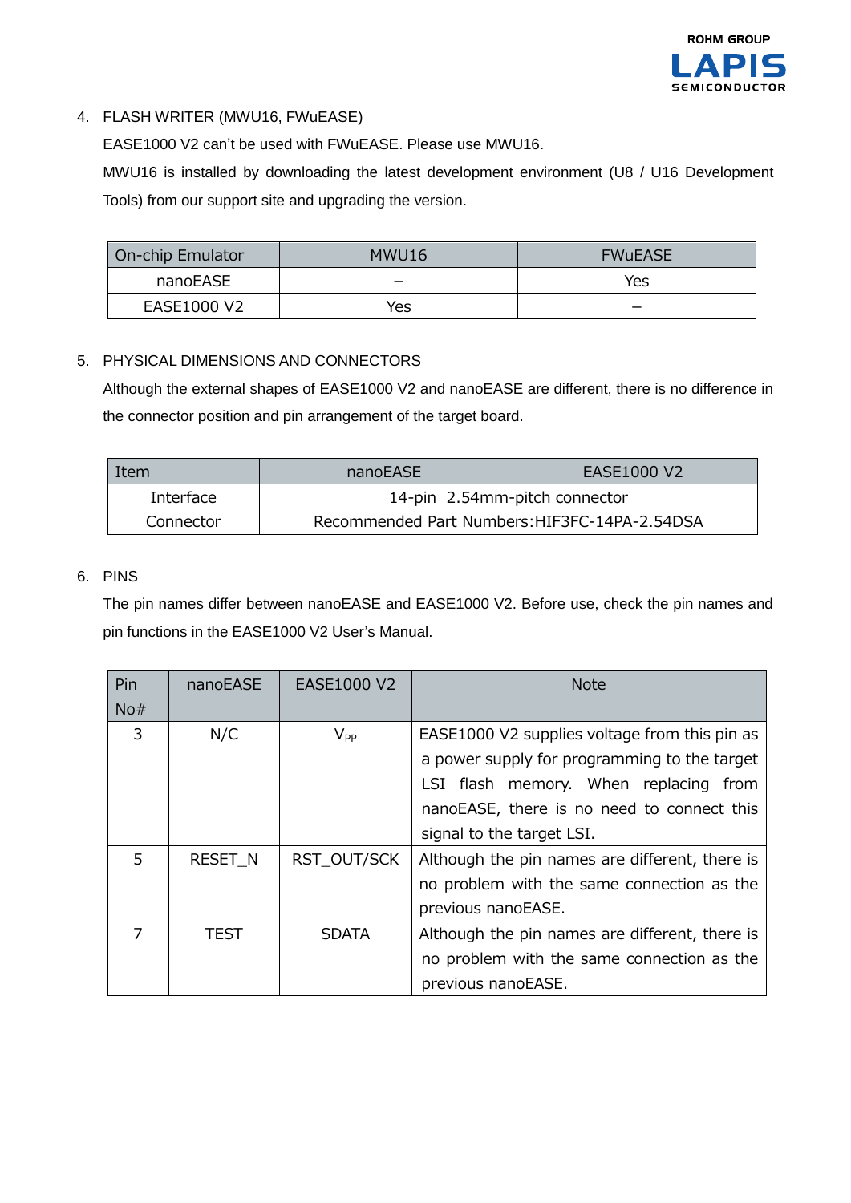4. FLASH WRITER (MWU16, FWuEASE)

EASE1000 V2 can't be used with FWuEASE. Please use MWU16.

MWU16 is installed by downloading the latest development environment (U8 / U16 Development Tools) from our support site and upgrading the version.

| On-chip Emulator | MWU16 | FWuEASE |
|---|---|---|
| nanoEASE | − | Yes |
| EASE1000 V2 | Yes | − |

5. PHYSICAL DIMENSIONS AND CONNECTORS

Although the external shapes of EASE1000 V2 and nanoEASE are different, there is no difference in the connector position and pin arrangement of the target board.

| Item | nanoEASE | EASE1000 V2 |
|---|---|---|
| Interface Connector | 14-pin 2.54mm-pitch connector<br>Recommended Part Numbers:HIF3FC-14PA-2.54DSA | |

6. PINS

The pin names differ between nanoEASE and EASE1000 V2. Before use, check the pin names and pin functions in the EASE1000 V2 User's Manual.

| Pin No# | nanoEASE | EASE1000 V2 | Note |
|---|---|---|---|
| 3 | N/C | $V_{PP}$ | EASE1000 V2 supplies voltage from this pin as a power supply for programming to the target LSI flash memory. When replacing from nanoEASE, there is no need to connect this signal to the target LSI. |
| 5 | RESET_N | RST_OUT/SCK | Although the pin names are different, there is no problem with the same connection as the previous nanoEASE. |
| 7 | TEST | SDATA | Although the pin names are different, there is no problem with the same connection as the previous nanoEASE. |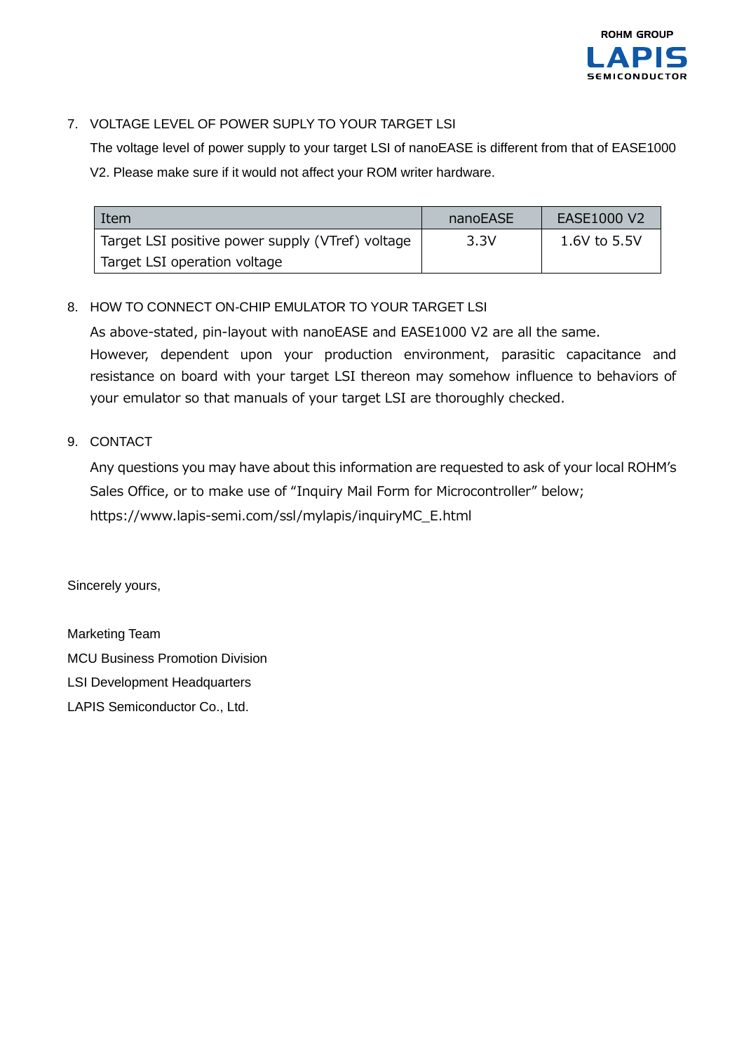7. VOLTAGE LEVEL OF POWER SUPLY TO YOUR TARGET LSI

   The voltage level of power supply to your target LSI of nanoEASE is different from that of EASE1000 V2. Please make sure if it would not affect your ROM writer hardware.

| Item | nanoEASE | EASE1000 V2 |
|---|---|---|
| Target LSI positive power supply (VTref) voltage<br>Target LSI operation voltage | 3.3V | 1.6V to 5.5V |

8. HOW TO CONNECT ON-CHIP EMULATOR TO YOUR TARGET LSI

   As above-stated, pin-layout with nanoEASE and EASE1000 V2 are all the same.
   However, dependent upon your production environment, parasitic capacitance and resistance on board with your target LSI thereon may somehow influence to behaviors of your emulator so that manuals of your target LSI are thoroughly checked.

9. CONTACT

   Any questions you may have about this information are requested to ask of your local ROHM's Sales Office, or to make use of "Inquiry Mail Form for Microcontroller" below;
   https://www.lapis-semi.com/ssl/mylapis/inquiryMC_E.html

Sincerely yours,

Marketing Team
MCU Business Promotion Division
LSI Development Headquarters
LAPIS Semiconductor Co., Ltd.